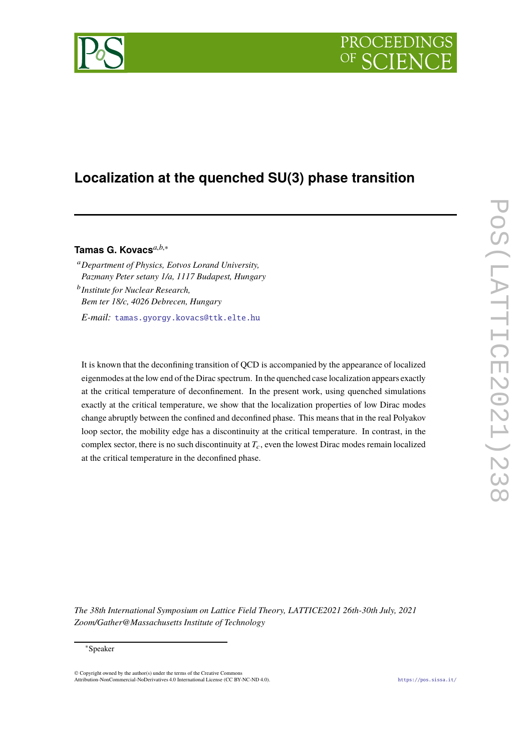# Localization at the quenched SU(3) phase transition

**Tamas G. Kovacs**[a,b,*]

[a] *Department of Physics, Eotvos Lorand University, Pazmany Peter setany 1/a, 1117 Budapest, Hungary*

[b] *Institute for Nuclear Research, Bem ter 18/c, 4026 Debrecen, Hungary*

*E-mail:* tamas.gyorgy.kovacs@ttk.elte.hu

It is known that the deconfining transition of QCD is accompanied by the appearance of localized eigenmodes at the low end of the Dirac spectrum. In the quenched case localization appears exactly at the critical temperature of deconfinement. In the present work, using quenched simulations exactly at the critical temperature, we show that the localization properties of low Dirac modes change abruptly between the confined and deconfined phase. This means that in the real Polyakov loop sector, the mobility edge has a discontinuity at the critical temperature. In contrast, in the complex sector, there is no such discontinuity at $T_c$, even the lowest Dirac modes remain localized at the critical temperature in the deconfined phase.

*The 38th International Symposium on Lattice Field Theory, LATTICE2021 26th-30th July, 2021 Zoom/Gather@Massachusetts Institute of Technology*

*Speaker

© Copyright owned by the author(s) under the terms of the Creative Commons Attribution-NonCommercial-NoDerivatives 4.0 International License (CC BY-NC-ND 4.0).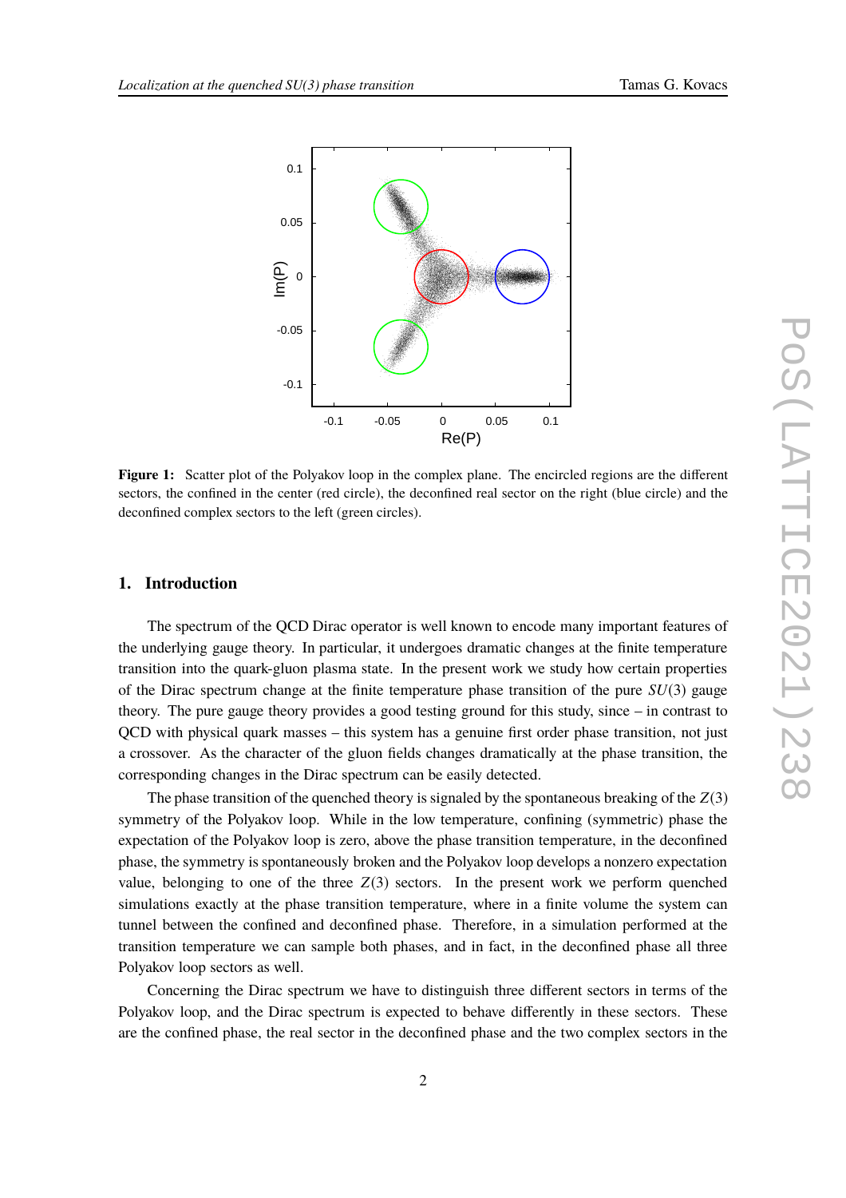**Figure 1:** Scatter plot of the Polyakov loop in the complex plane. The encircled regions are the different sectors, the confined in the center (red circle), the deconfined real sector on the right (blue circle) and the deconfined complex sectors to the left (green circles).

## 1. Introduction

The spectrum of the QCD Dirac operator is well known to encode many important features of the underlying gauge theory. In particular, it undergoes dramatic changes at the finite temperature transition into the quark-gluon plasma state. In the present work we study how certain properties of the Dirac spectrum change at the finite temperature phase transition of the pure $SU(3)$ gauge theory. The pure gauge theory provides a good testing ground for this study, since – in contrast to QCD with physical quark masses – this system has a genuine first order phase transition, not just a crossover. As the character of the gluon fields changes dramatically at the phase transition, the corresponding changes in the Dirac spectrum can be easily detected.

The phase transition of the quenched theory is signaled by the spontaneous breaking of the $Z(3)$ symmetry of the Polyakov loop. While in the low temperature, confining (symmetric) phase the expectation of the Polyakov loop is zero, above the phase transition temperature, in the deconfined phase, the symmetry is spontaneously broken and the Polyakov loop develops a nonzero expectation value, belonging to one of the three $Z(3)$ sectors. In the present work we perform quenched simulations exactly at the phase transition temperature, where in a finite volume the system can tunnel between the confined and deconfined phase. Therefore, in a simulation performed at the transition temperature we can sample both phases, and in fact, in the deconfined phase all three Polyakov loop sectors as well.

Concerning the Dirac spectrum we have to distinguish three different sectors in terms of the Polyakov loop, and the Dirac spectrum is expected to behave differently in these sectors. These are the confined phase, the real sector in the deconfined phase and the two complex sectors in the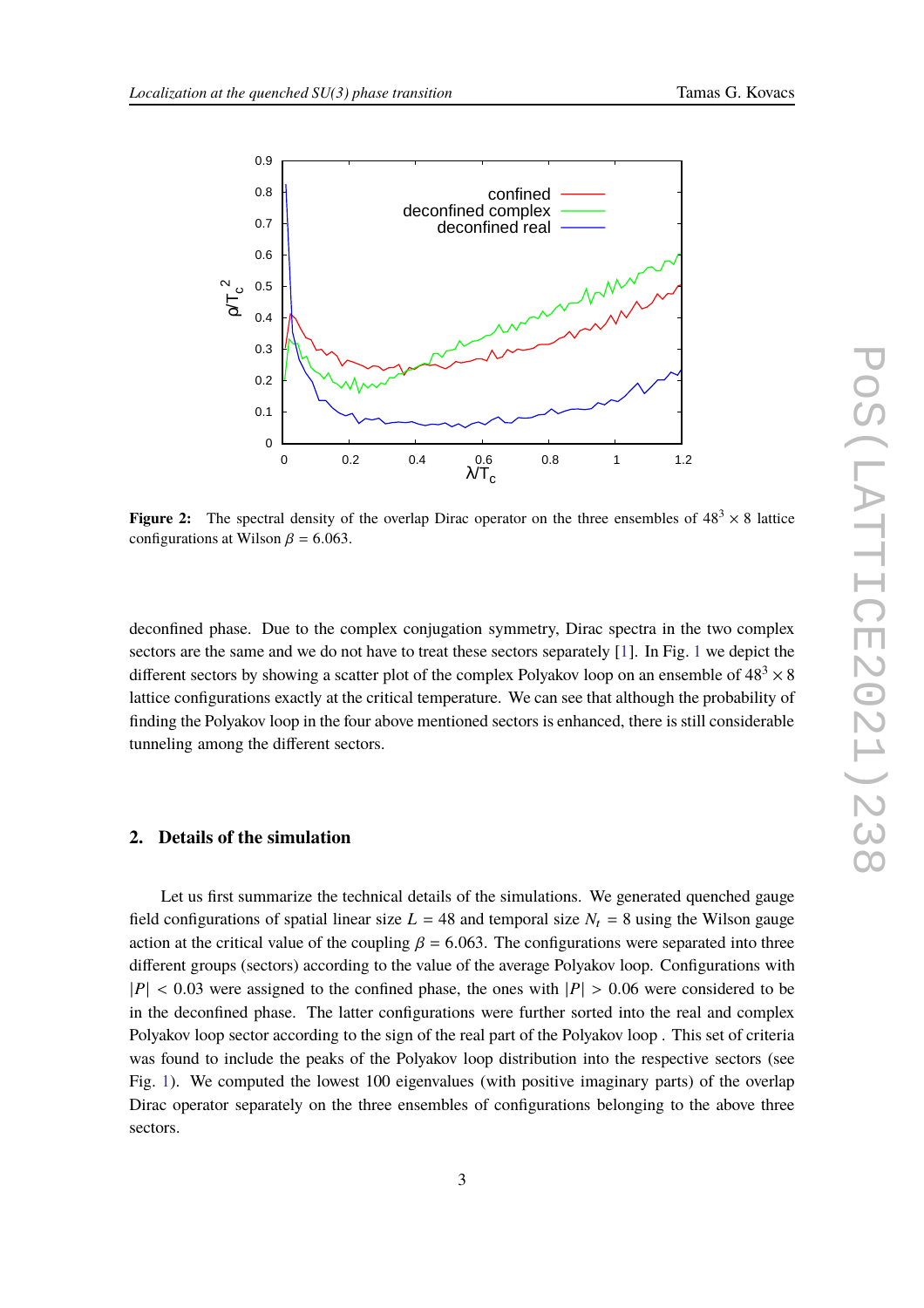**Figure 2:** The spectral density of the overlap Dirac operator on the three ensembles of $48^3 \times 8$ lattice configurations at Wilson $\beta = 6.063$.

deconfined phase. Due to the complex conjugation symmetry, Dirac spectra in the two complex sectors are the same and we do not have to treat these sectors separately [1]. In Fig. 1 we depict the different sectors by showing a scatter plot of the complex Polyakov loop on an ensemble of $48^3 \times 8$ lattice configurations exactly at the critical temperature. We can see that although the probability of finding the Polyakov loop in the four above mentioned sectors is enhanced, there is still considerable tunneling among the different sectors.

## 2. Details of the simulation

Let us first summarize the technical details of the simulations. We generated quenched gauge field configurations of spatial linear size $L = 48$ and temporal size $N_t = 8$ using the Wilson gauge action at the critical value of the coupling $\beta = 6.063$. The configurations were separated into three different groups (sectors) according to the value of the average Polyakov loop. Configurations with $|P| < 0.03$ were assigned to the confined phase, the ones with $|P| > 0.06$ were considered to be in the deconfined phase. The latter configurations were further sorted into the real and complex Polyakov loop sector according to the sign of the real part of the Polyakov loop . This set of criteria was found to include the peaks of the Polyakov loop distribution into the respective sectors (see Fig. 1). We computed the lowest 100 eigenvalues (with positive imaginary parts) of the overlap Dirac operator separately on the three ensembles of configurations belonging to the above three sectors.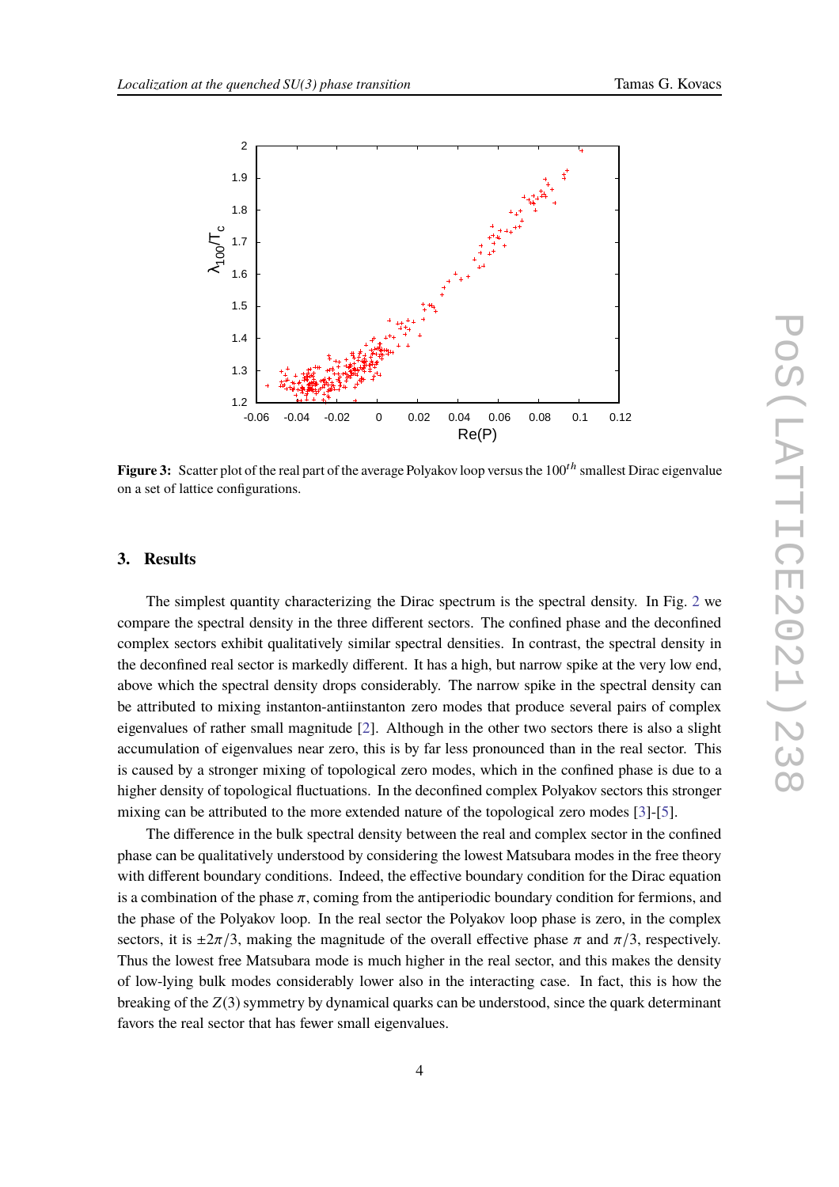**Figure 3:** Scatter plot of the real part of the average Polyakov loop versus the $100^{th}$ smallest Dirac eigenvalue on a set of lattice configurations.

## 3. Results

The simplest quantity characterizing the Dirac spectrum is the spectral density. In Fig. 2 we compare the spectral density in the three different sectors. The confined phase and the deconfined complex sectors exhibit qualitatively similar spectral densities. In contrast, the spectral density in the deconfined real sector is markedly different. It has a high, but narrow spike at the very low end, above which the spectral density drops considerably. The narrow spike in the spectral density can be attributed to mixing instanton-antiinstanton zero modes that produce several pairs of complex eigenvalues of rather small magnitude [2]. Although in the other two sectors there is also a slight accumulation of eigenvalues near zero, this is by far less pronounced than in the real sector. This is caused by a stronger mixing of topological zero modes, which in the confined phase is due to a higher density of topological fluctuations. In the deconfined complex Polyakov sectors this stronger mixing can be attributed to the more extended nature of the topological zero modes [3]-[5].

The difference in the bulk spectral density between the real and complex sector in the confined phase can be qualitatively understood by considering the lowest Matsubara modes in the free theory with different boundary conditions. Indeed, the effective boundary condition for the Dirac equation is a combination of the phase $\pi$, coming from the antiperiodic boundary condition for fermions, and the phase of the Polyakov loop. In the real sector the Polyakov loop phase is zero, in the complex sectors, it is $\pm 2\pi/3$, making the magnitude of the overall effective phase $\pi$ and $\pi/3$, respectively. Thus the lowest free Matsubara mode is much higher in the real sector, and this makes the density of low-lying bulk modes considerably lower also in the interacting case. In fact, this is how the breaking of the $Z(3)$ symmetry by dynamical quarks can be understood, since the quark determinant favors the real sector that has fewer small eigenvalues.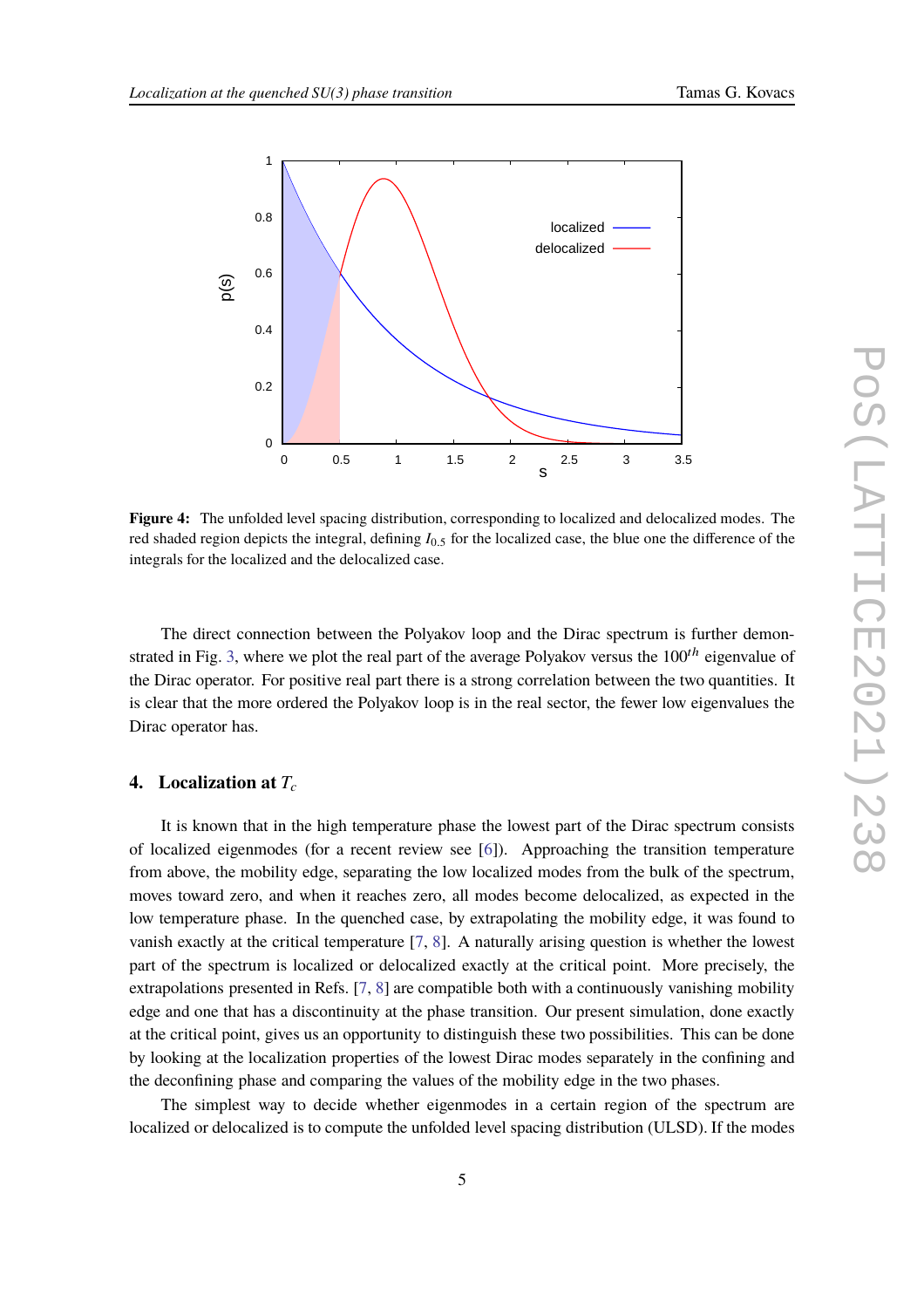**Figure 4:** The unfolded level spacing distribution, corresponding to localized and delocalized modes. The red shaded region depicts the integral, defining $I_{0.5}$ for the localized case, the blue one the difference of the integrals for the localized and the delocalized case.

The direct connection between the Polyakov loop and the Dirac spectrum is further demonstrated in Fig. 3, where we plot the real part of the average Polyakov versus the $100^{th}$ eigenvalue of the Dirac operator. For positive real part there is a strong correlation between the two quantities. It is clear that the more ordered the Polyakov loop is in the real sector, the fewer low eigenvalues the Dirac operator has.

## 4. Localization at $T_c$

It is known that in the high temperature phase the lowest part of the Dirac spectrum consists of localized eigenmodes (for a recent review see [6]). Approaching the transition temperature from above, the mobility edge, separating the low localized modes from the bulk of the spectrum, moves toward zero, and when it reaches zero, all modes become delocalized, as expected in the low temperature phase. In the quenched case, by extrapolating the mobility edge, it was found to vanish exactly at the critical temperature [7, 8]. A naturally arising question is whether the lowest part of the spectrum is localized or delocalized exactly at the critical point. More precisely, the extrapolations presented in Refs. [7, 8] are compatible both with a continuously vanishing mobility edge and one that has a discontinuity at the phase transition. Our present simulation, done exactly at the critical point, gives us an opportunity to distinguish these two possibilities. This can be done by looking at the localization properties of the lowest Dirac modes separately in the confining and the deconfining phase and comparing the values of the mobility edge in the two phases.

The simplest way to decide whether eigenmodes in a certain region of the spectrum are localized or delocalized is to compute the unfolded level spacing distribution (ULSD). If the modes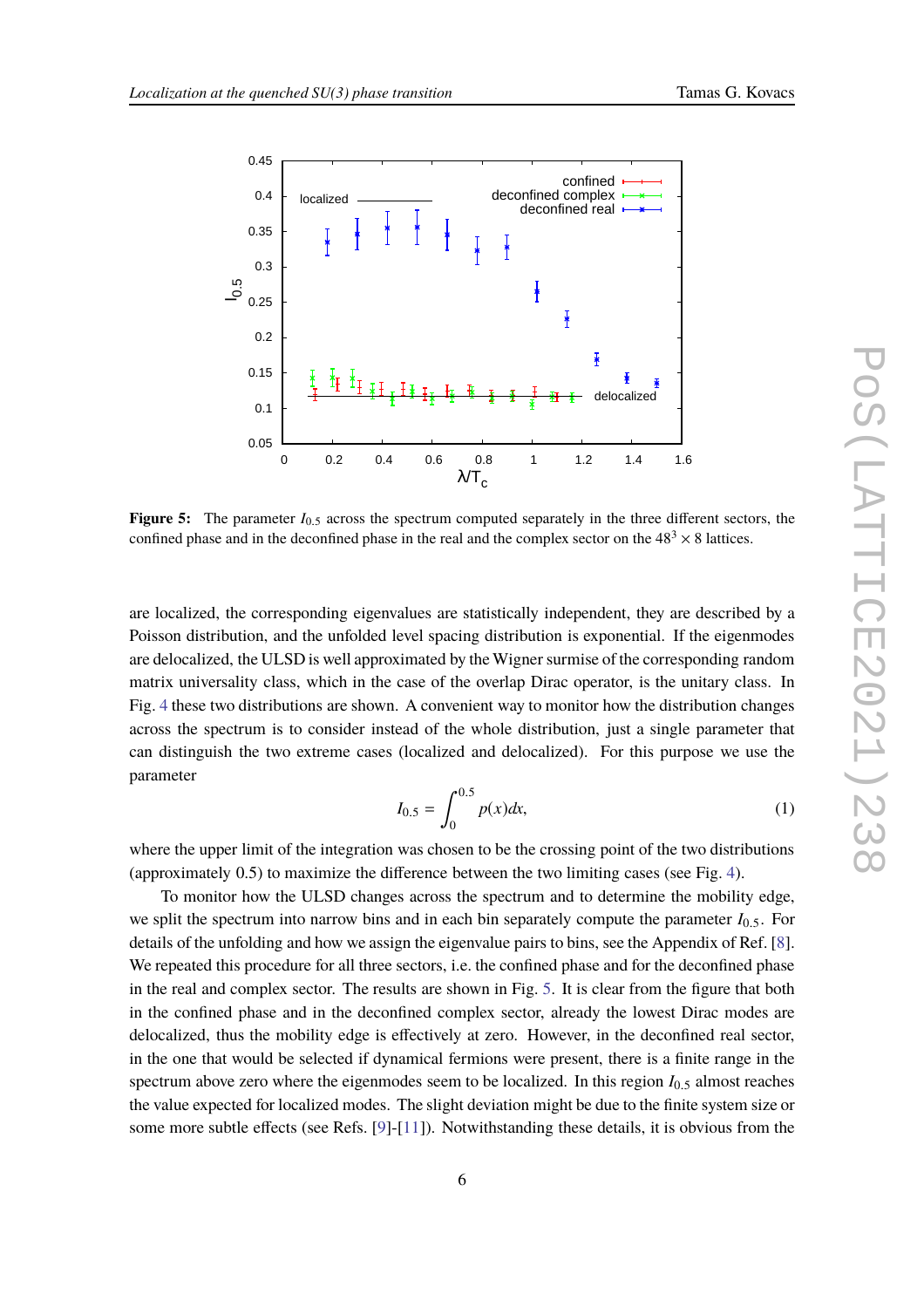**Figure 5:** The parameter $I_{0.5}$ across the spectrum computed separately in the three different sectors, the confined phase and in the deconfined phase in the real and the complex sector on the $48^3 \times 8$ lattices.

are localized, the corresponding eigenvalues are statistically independent, they are described by a Poisson distribution, and the unfolded level spacing distribution is exponential. If the eigenmodes are delocalized, the ULSD is well approximated by the Wigner surmise of the corresponding random matrix universality class, which in the case of the overlap Dirac operator, is the unitary class. In Fig. 4 these two distributions are shown. A convenient way to monitor how the distribution changes across the spectrum is to consider instead of the whole distribution, just a single parameter that can distinguish the two extreme cases (localized and delocalized). For this purpose we use the parameter

$$I_{0.5} = \int_0^{0.5} p(x)dx, \tag{1}$$

where the upper limit of the integration was chosen to be the crossing point of the two distributions (approximately 0.5) to maximize the difference between the two limiting cases (see Fig. 4).

To monitor how the ULSD changes across the spectrum and to determine the mobility edge, we split the spectrum into narrow bins and in each bin separately compute the parameter $I_{0.5}$. For details of the unfolding and how we assign the eigenvalue pairs to bins, see the Appendix of Ref. [8]. We repeated this procedure for all three sectors, i.e. the confined phase and for the deconfined phase in the real and complex sector. The results are shown in Fig. 5. It is clear from the figure that both in the confined phase and in the deconfined complex sector, already the lowest Dirac modes are delocalized, thus the mobility edge is effectively at zero. However, in the deconfined real sector, in the one that would be selected if dynamical fermions were present, there is a finite range in the spectrum above zero where the eigenmodes seem to be localized. In this region $I_{0.5}$ almost reaches the value expected for localized modes. The slight deviation might be due to the finite system size or some more subtle effects (see Refs. [9]-[11]). Notwithstanding these details, it is obvious from the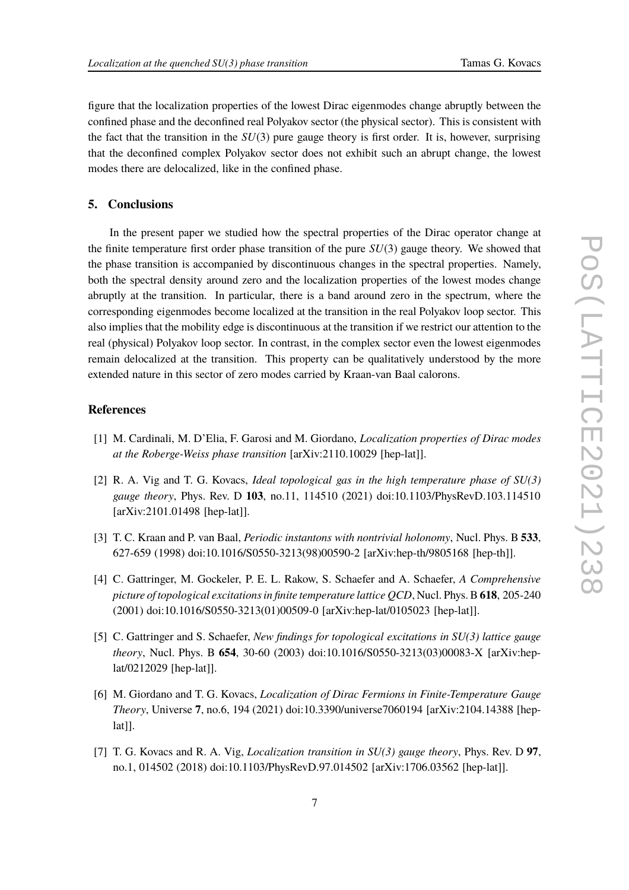figure that the localization properties of the lowest Dirac eigenmodes change abruptly between the confined phase and the deconfined real Polyakov sector (the physical sector). This is consistent with the fact that the transition in the $SU(3)$ pure gauge theory is first order. It is, however, surprising that the deconfined complex Polyakov sector does not exhibit such an abrupt change, the lowest modes there are delocalized, like in the confined phase.

## 5. Conclusions

In the present paper we studied how the spectral properties of the Dirac operator change at the finite temperature first order phase transition of the pure $SU(3)$ gauge theory. We showed that the phase transition is accompanied by discontinuous changes in the spectral properties. Namely, both the spectral density around zero and the localization properties of the lowest modes change abruptly at the transition. In particular, there is a band around zero in the spectrum, where the corresponding eigenmodes become localized at the transition in the real Polyakov loop sector. This also implies that the mobility edge is discontinuous at the transition if we restrict our attention to the real (physical) Polyakov loop sector. In contrast, in the complex sector even the lowest eigenmodes remain delocalized at the transition. This property can be qualitatively understood by the more extended nature in this sector of zero modes carried by Kraan-van Baal calorons.

## References

[1] M. Cardinali, M. D'Elia, F. Garosi and M. Giordano, *Localization properties of Dirac modes at the Roberge-Weiss phase transition* [arXiv:2110.10029 [hep-lat]].

[2] R. A. Vig and T. G. Kovacs, *Ideal topological gas in the high temperature phase of SU(3) gauge theory*, Phys. Rev. D **103**, no.11, 114510 (2021) doi:10.1103/PhysRevD.103.114510 [arXiv:2101.01498 [hep-lat]].

[3] T. C. Kraan and P. van Baal, *Periodic instantons with nontrivial holonomy*, Nucl. Phys. B **533**, 627-659 (1998) doi:10.1016/S0550-3213(98)00590-2 [arXiv:hep-th/9805168 [hep-th]].

[4] C. Gattringer, M. Gockeler, P. E. L. Rakow, S. Schaefer and A. Schaefer, *A Comprehensive picture of topological excitations in finite temperature lattice QCD*, Nucl. Phys. B **618**, 205-240 (2001) doi:10.1016/S0550-3213(01)00509-0 [arXiv:hep-lat/0105023 [hep-lat]].

[5] C. Gattringer and S. Schaefer, *New findings for topological excitations in SU(3) lattice gauge theory*, Nucl. Phys. B **654**, 30-60 (2003) doi:10.1016/S0550-3213(03)00083-X [arXiv:hep-lat/0212029 [hep-lat]].

[6] M. Giordano and T. G. Kovacs, *Localization of Dirac Fermions in Finite-Temperature Gauge Theory*, Universe **7**, no.6, 194 (2021) doi:10.3390/universe7060194 [arXiv:2104.14388 [hep-lat]].

[7] T. G. Kovacs and R. A. Vig, *Localization transition in SU(3) gauge theory*, Phys. Rev. D **97**, no.1, 014502 (2018) doi:10.1103/PhysRevD.97.014502 [arXiv:1706.03562 [hep-lat]].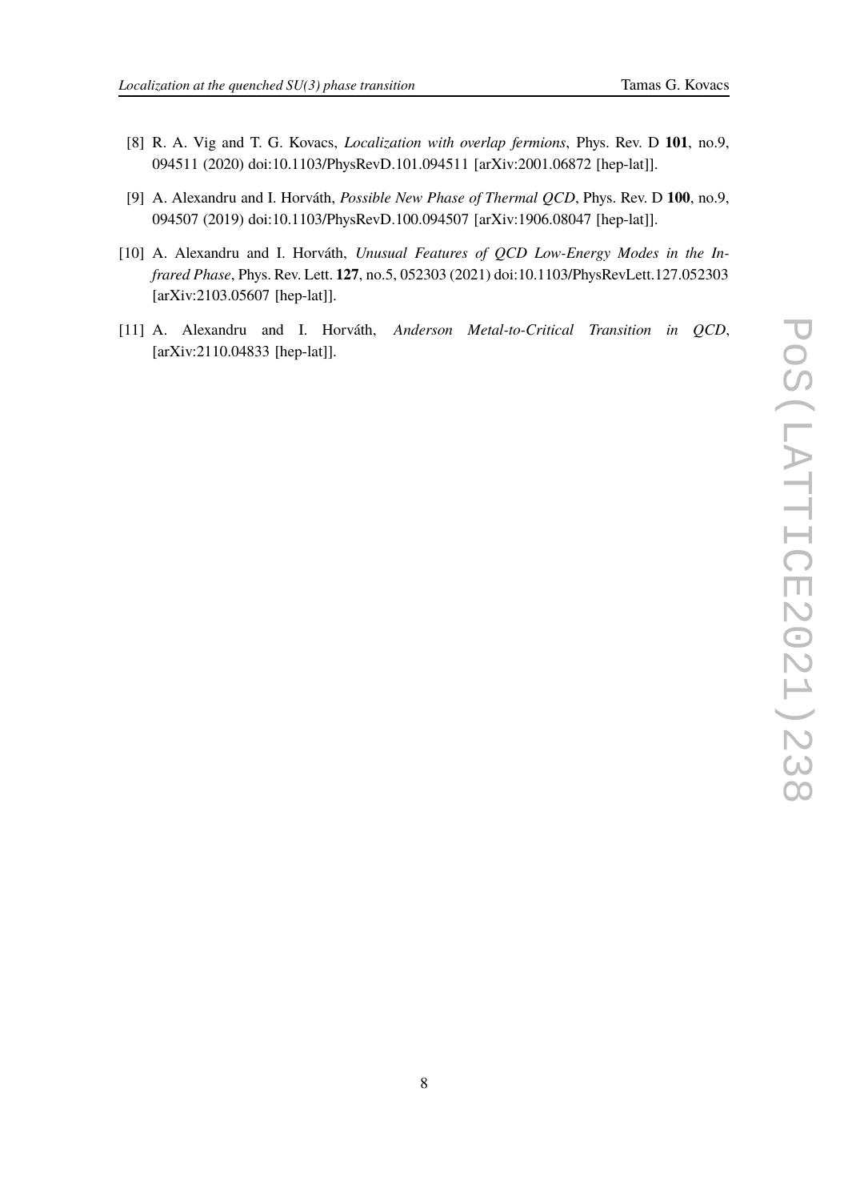[8] R. A. Vig and T. G. Kovacs, *Localization with overlap fermions*, Phys. Rev. D **101**, no.9, 094511 (2020) doi:10.1103/PhysRevD.101.094511 [arXiv:2001.06872 [hep-lat]].

[9] A. Alexandru and I. Horváth, *Possible New Phase of Thermal QCD*, Phys. Rev. D **100**, no.9, 094507 (2019) doi:10.1103/PhysRevD.100.094507 [arXiv:1906.08047 [hep-lat]].

[10] A. Alexandru and I. Horváth, *Unusual Features of QCD Low-Energy Modes in the Infrared Phase*, Phys. Rev. Lett. **127**, no.5, 052303 (2021) doi:10.1103/PhysRevLett.127.052303 [arXiv:2103.05607 [hep-lat]].

[11] A. Alexandru and I. Horváth, *Anderson Metal-to-Critical Transition in QCD*, [arXiv:2110.04833 [hep-lat]].